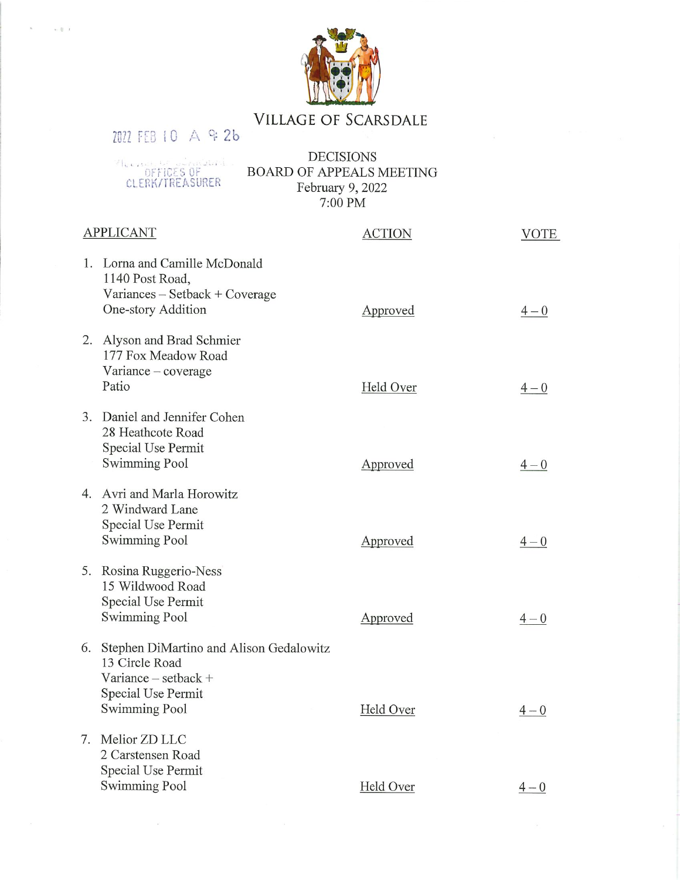# VILLAGE OF SCARSDALE

2022 FEB 10 A 9:26

OFFICES OF CLERK/TREASURER

## DECISIONS
## BOARD OF APPEALS MEETING
February 9, 2022
7:00 PM

| APPLICANT | ACTION | VOTE |
|---|---|---|
| 1. Lorna and Camille McDonald<br>1140 Post Road,<br>Variances – Setback + Coverage<br>One-story Addition | Approved | 4 – 0 |
| 2. Alyson and Brad Schmier<br>177 Fox Meadow Road<br>Variance – coverage<br>Patio | Held Over | 4 – 0 |
| 3. Daniel and Jennifer Cohen<br>28 Heathcote Road<br>Special Use Permit<br>Swimming Pool | Approved | 4 – 0 |
| 4. Avri and Marla Horowitz<br>2 Windward Lane<br>Special Use Permit<br>Swimming Pool | Approved | 4 – 0 |
| 5. Rosina Ruggerio-Ness<br>15 Wildwood Road<br>Special Use Permit<br>Swimming Pool | Approved | 4 – 0 |
| 6. Stephen DiMartino and Alison Gedalowitz<br>13 Circle Road<br>Variance – setback +<br>Special Use Permit<br>Swimming Pool | Held Over | 4 – 0 |
| 7. Melior ZD LLC<br>2 Carstensen Road<br>Special Use Permit<br>Swimming Pool | Held Over | 4 – 0 |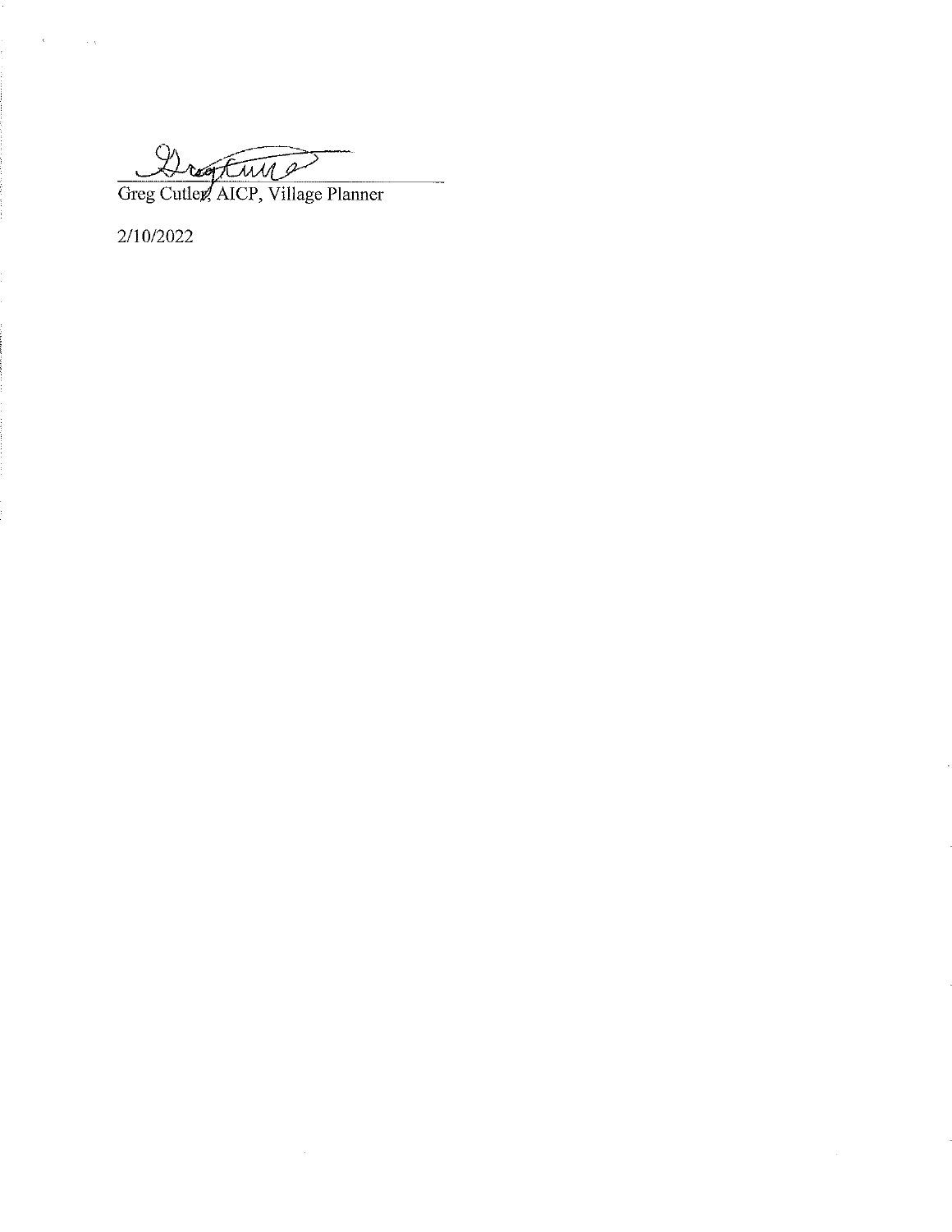Greg Cutler, AICP, Village Planner

2/10/2022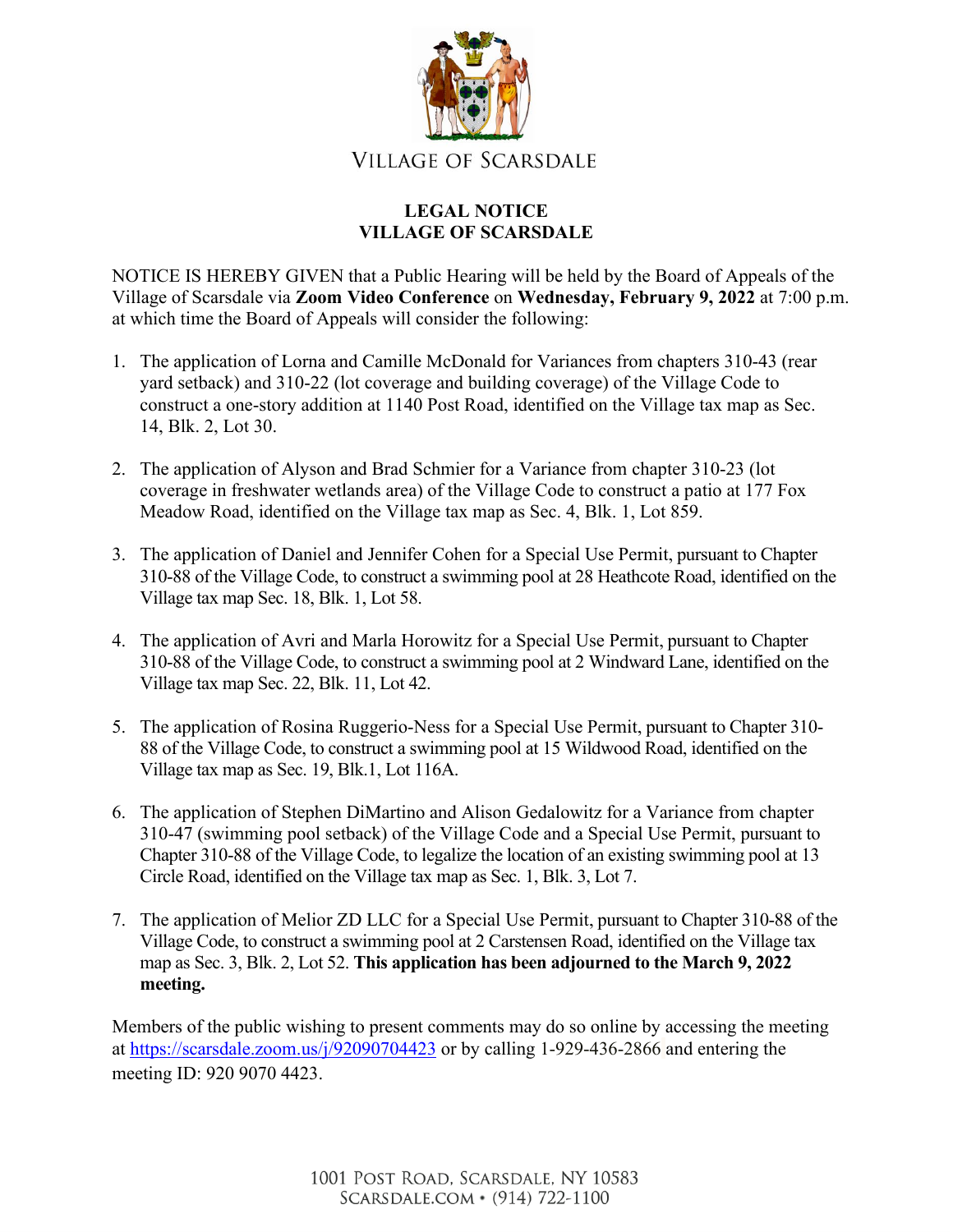VILLAGE OF SCARSDALE

**LEGAL NOTICE**
**VILLAGE OF SCARSDALE**

NOTICE IS HEREBY GIVEN that a Public Hearing will be held by the Board of Appeals of the Village of Scarsdale via **Zoom Video Conference** on **Wednesday, February 9, 2022** at 7:00 p.m. at which time the Board of Appeals will consider the following:

1. The application of Lorna and Camille McDonald for Variances from chapters 310-43 (rear yard setback) and 310-22 (lot coverage and building coverage) of the Village Code to construct a one-story addition at 1140 Post Road, identified on the Village tax map as Sec. 14, Blk. 2, Lot 30.

2. The application of Alyson and Brad Schmier for a Variance from chapter 310-23 (lot coverage in freshwater wetlands area) of the Village Code to construct a patio at 177 Fox Meadow Road, identified on the Village tax map as Sec. 4, Blk. 1, Lot 859.

3. The application of Daniel and Jennifer Cohen for a Special Use Permit, pursuant to Chapter 310-88 of the Village Code, to construct a swimming pool at 28 Heathcote Road, identified on the Village tax map Sec. 18, Blk. 1, Lot 58.

4. The application of Avri and Marla Horowitz for a Special Use Permit, pursuant to Chapter 310-88 of the Village Code, to construct a swimming pool at 2 Windward Lane, identified on the Village tax map Sec. 22, Blk. 11, Lot 42.

5. The application of Rosina Ruggerio-Ness for a Special Use Permit, pursuant to Chapter 310-88 of the Village Code, to construct a swimming pool at 15 Wildwood Road, identified on the Village tax map as Sec. 19, Blk.1, Lot 116A.

6. The application of Stephen DiMartino and Alison Gedalowitz for a Variance from chapter 310-47 (swimming pool setback) of the Village Code and a Special Use Permit, pursuant to Chapter 310-88 of the Village Code, to legalize the location of an existing swimming pool at 13 Circle Road, identified on the Village tax map as Sec. 1, Blk. 3, Lot 7.

7. The application of Melior ZD LLC for a Special Use Permit, pursuant to Chapter 310-88 of the Village Code, to construct a swimming pool at 2 Carstensen Road, identified on the Village tax map as Sec. 3, Blk. 2, Lot 52. **This application has been adjourned to the March 9, 2022 meeting.**

Members of the public wishing to present comments may do so online by accessing the meeting at https://scarsdale.zoom.us/j/92090704423 or by calling 1-929-436-2866 and entering the meeting ID: 920 9070 4423.

1001 POST ROAD, SCARSDALE, NY 10583
SCARSDALE.COM • (914) 722-1100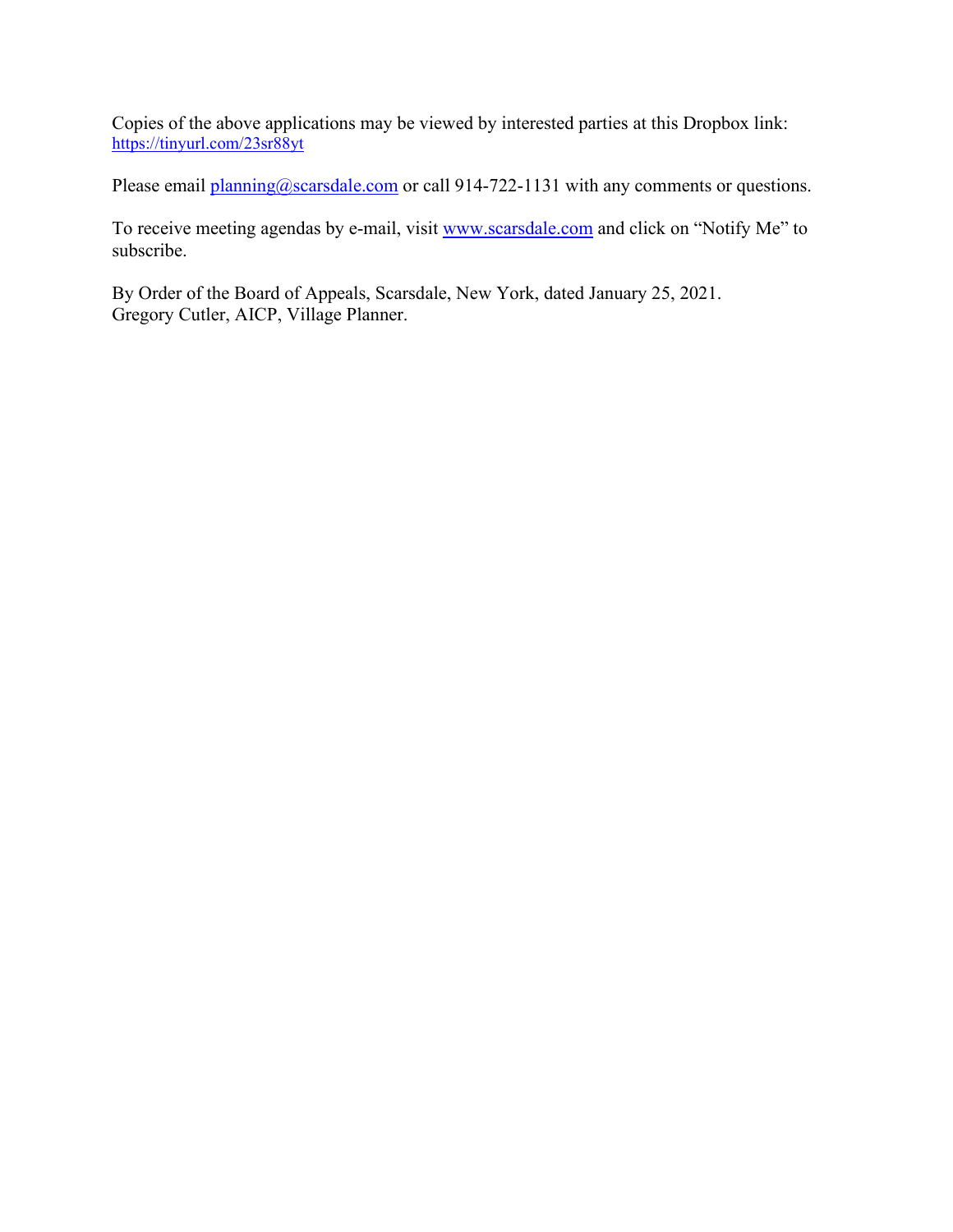Copies of the above applications may be viewed by interested parties at this Dropbox link: https://tinyurl.com/23sr88yt

Please email planning@scarsdale.com or call 914-722-1131 with any comments or questions.

To receive meeting agendas by e-mail, visit www.scarsdale.com and click on "Notify Me" to subscribe.

By Order of the Board of Appeals, Scarsdale, New York, dated January 25, 2021.
Gregory Cutler, AICP, Village Planner.